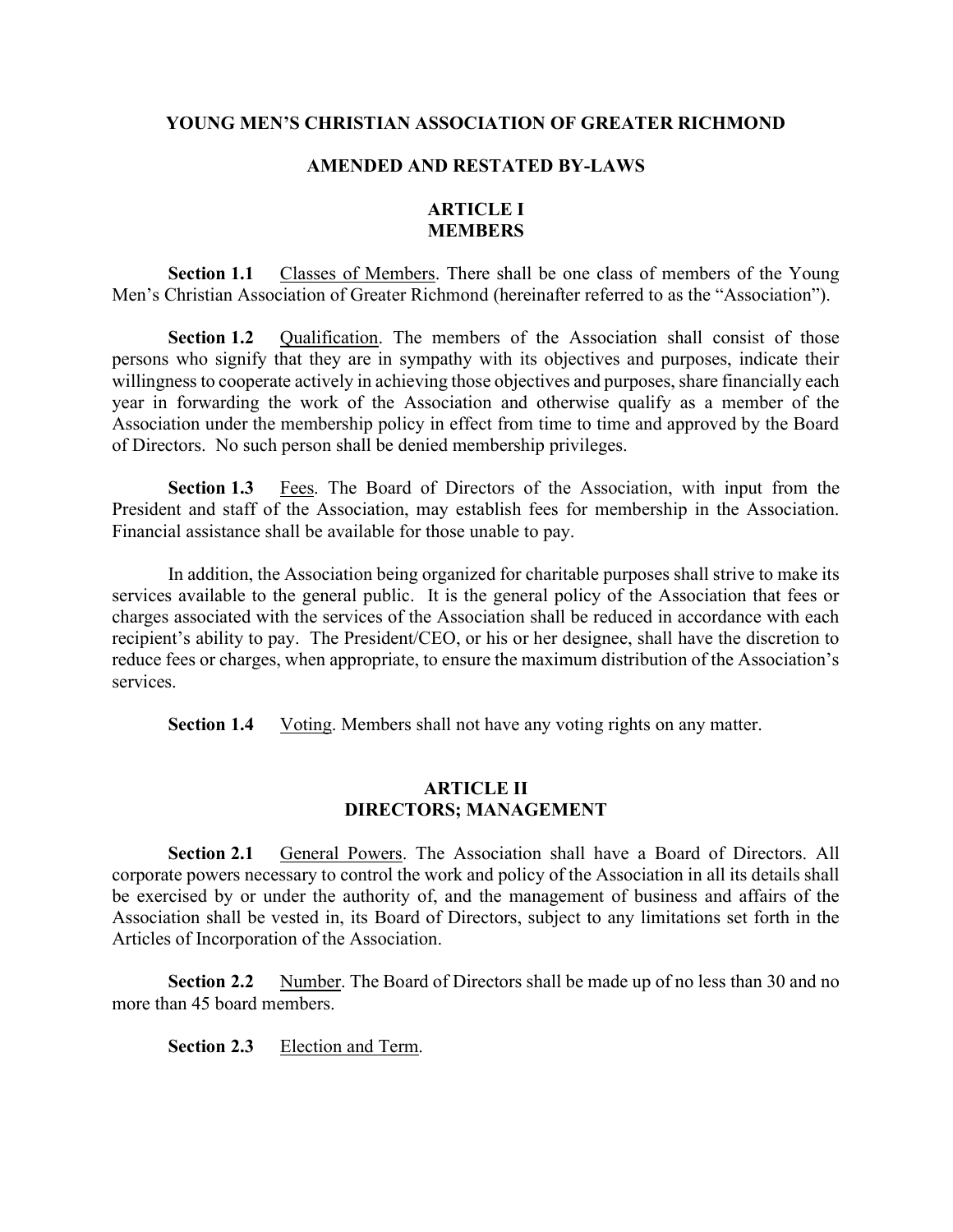# YOUNG MEN'S CHRISTIAN ASSOCIATION OF GREATER RICHMOND

## AMENDED AND RESTATED BY-LAWS

## ARTICLE I
## MEMBERS

**Section 1.1** Classes of Members. There shall be one class of members of the Young Men's Christian Association of Greater Richmond (hereinafter referred to as the "Association").

**Section 1.2** Qualification. The members of the Association shall consist of those persons who signify that they are in sympathy with its objectives and purposes, indicate their willingness to cooperate actively in achieving those objectives and purposes, share financially each year in forwarding the work of the Association and otherwise qualify as a member of the Association under the membership policy in effect from time to time and approved by the Board of Directors. No such person shall be denied membership privileges.

**Section 1.3** Fees. The Board of Directors of the Association, with input from the President and staff of the Association, may establish fees for membership in the Association. Financial assistance shall be available for those unable to pay.

In addition, the Association being organized for charitable purposes shall strive to make its services available to the general public. It is the general policy of the Association that fees or charges associated with the services of the Association shall be reduced in accordance with each recipient's ability to pay. The President/CEO, or his or her designee, shall have the discretion to reduce fees or charges, when appropriate, to ensure the maximum distribution of the Association's services.

**Section 1.4** Voting. Members shall not have any voting rights on any matter.

## ARTICLE II
## DIRECTORS; MANAGEMENT

**Section 2.1** General Powers. The Association shall have a Board of Directors. All corporate powers necessary to control the work and policy of the Association in all its details shall be exercised by or under the authority of, and the management of business and affairs of the Association shall be vested in, its Board of Directors, subject to any limitations set forth in the Articles of Incorporation of the Association.

**Section 2.2** Number. The Board of Directors shall be made up of no less than 30 and no more than 45 board members.

**Section 2.3** Election and Term.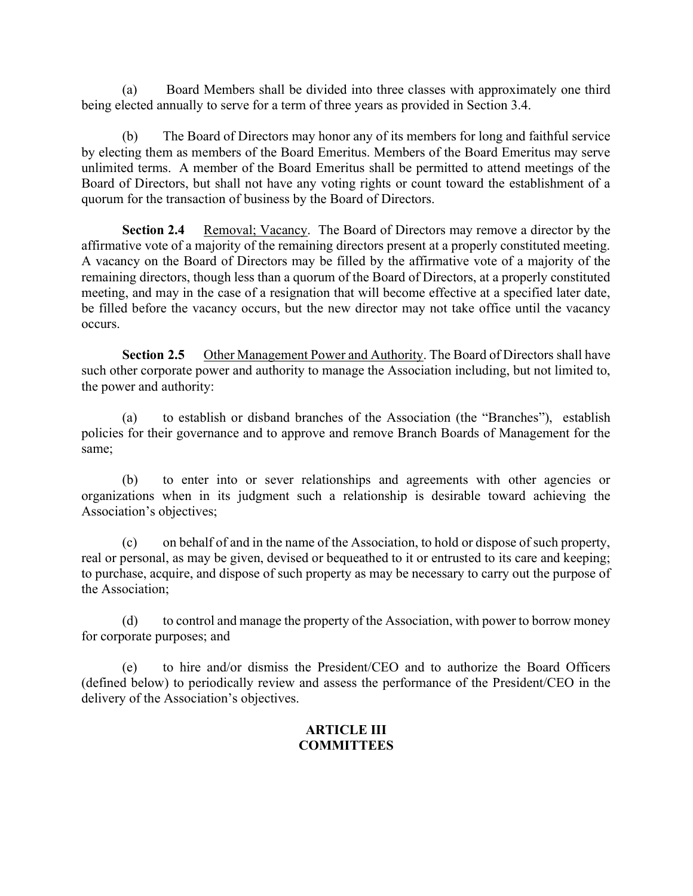(a) Board Members shall be divided into three classes with approximately one third being elected annually to serve for a term of three years as provided in Section 3.4.

(b) The Board of Directors may honor any of its members for long and faithful service by electing them as members of the Board Emeritus. Members of the Board Emeritus may serve unlimited terms. A member of the Board Emeritus shall be permitted to attend meetings of the Board of Directors, but shall not have any voting rights or count toward the establishment of a quorum for the transaction of business by the Board of Directors.

**Section 2.4** Removal; Vacancy. The Board of Directors may remove a director by the affirmative vote of a majority of the remaining directors present at a properly constituted meeting. A vacancy on the Board of Directors may be filled by the affirmative vote of a majority of the remaining directors, though less than a quorum of the Board of Directors, at a properly constituted meeting, and may in the case of a resignation that will become effective at a specified later date, be filled before the vacancy occurs, but the new director may not take office until the vacancy occurs.

**Section 2.5** Other Management Power and Authority. The Board of Directors shall have such other corporate power and authority to manage the Association including, but not limited to, the power and authority:

(a) to establish or disband branches of the Association (the "Branches"), establish policies for their governance and to approve and remove Branch Boards of Management for the same;

(b) to enter into or sever relationships and agreements with other agencies or organizations when in its judgment such a relationship is desirable toward achieving the Association's objectives;

(c) on behalf of and in the name of the Association, to hold or dispose of such property, real or personal, as may be given, devised or bequeathed to it or entrusted to its care and keeping; to purchase, acquire, and dispose of such property as may be necessary to carry out the purpose of the Association;

(d) to control and manage the property of the Association, with power to borrow money for corporate purposes; and

(e) to hire and/or dismiss the President/CEO and to authorize the Board Officers (defined below) to periodically review and assess the performance of the President/CEO in the delivery of the Association's objectives.

## ARTICLE III
## COMMITTEES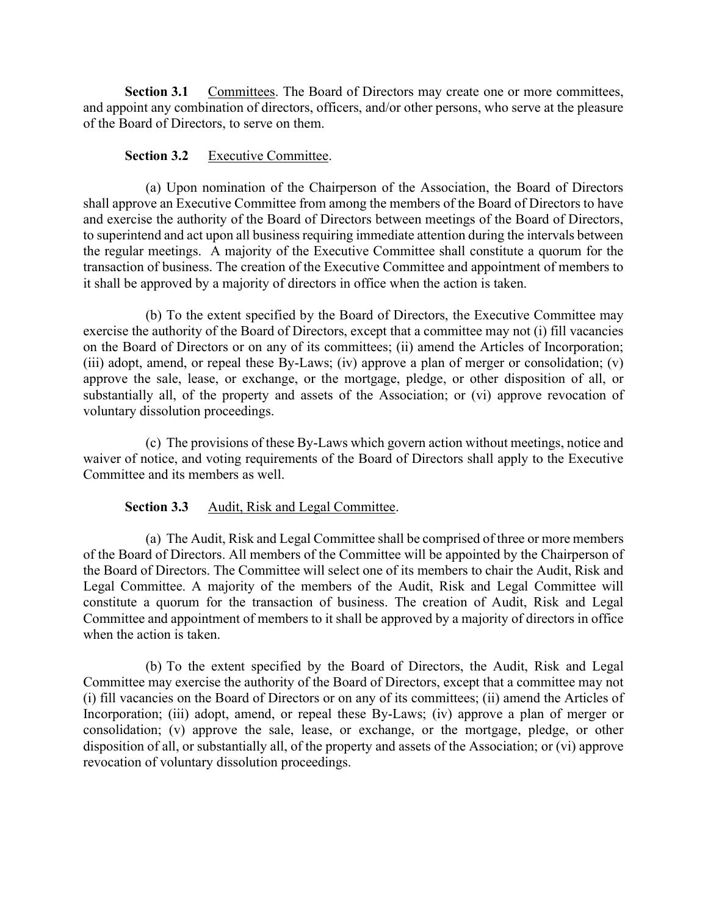**Section 3.1** Committees. The Board of Directors may create one or more committees, and appoint any combination of directors, officers, and/or other persons, who serve at the pleasure of the Board of Directors, to serve on them.

**Section 3.2** Executive Committee.

(a) Upon nomination of the Chairperson of the Association, the Board of Directors shall approve an Executive Committee from among the members of the Board of Directors to have and exercise the authority of the Board of Directors between meetings of the Board of Directors, to superintend and act upon all business requiring immediate attention during the intervals between the regular meetings. A majority of the Executive Committee shall constitute a quorum for the transaction of business. The creation of the Executive Committee and appointment of members to it shall be approved by a majority of directors in office when the action is taken.

(b) To the extent specified by the Board of Directors, the Executive Committee may exercise the authority of the Board of Directors, except that a committee may not (i) fill vacancies on the Board of Directors or on any of its committees; (ii) amend the Articles of Incorporation; (iii) adopt, amend, or repeal these By-Laws; (iv) approve a plan of merger or consolidation; (v) approve the sale, lease, or exchange, or the mortgage, pledge, or other disposition of all, or substantially all, of the property and assets of the Association; or (vi) approve revocation of voluntary dissolution proceedings.

(c) The provisions of these By-Laws which govern action without meetings, notice and waiver of notice, and voting requirements of the Board of Directors shall apply to the Executive Committee and its members as well.

**Section 3.3** Audit, Risk and Legal Committee.

(a) The Audit, Risk and Legal Committee shall be comprised of three or more members of the Board of Directors. All members of the Committee will be appointed by the Chairperson of the Board of Directors. The Committee will select one of its members to chair the Audit, Risk and Legal Committee. A majority of the members of the Audit, Risk and Legal Committee will constitute a quorum for the transaction of business. The creation of Audit, Risk and Legal Committee and appointment of members to it shall be approved by a majority of directors in office when the action is taken.

(b) To the extent specified by the Board of Directors, the Audit, Risk and Legal Committee may exercise the authority of the Board of Directors, except that a committee may not (i) fill vacancies on the Board of Directors or on any of its committees; (ii) amend the Articles of Incorporation; (iii) adopt, amend, or repeal these By-Laws; (iv) approve a plan of merger or consolidation; (v) approve the sale, lease, or exchange, or the mortgage, pledge, or other disposition of all, or substantially all, of the property and assets of the Association; or (vi) approve revocation of voluntary dissolution proceedings.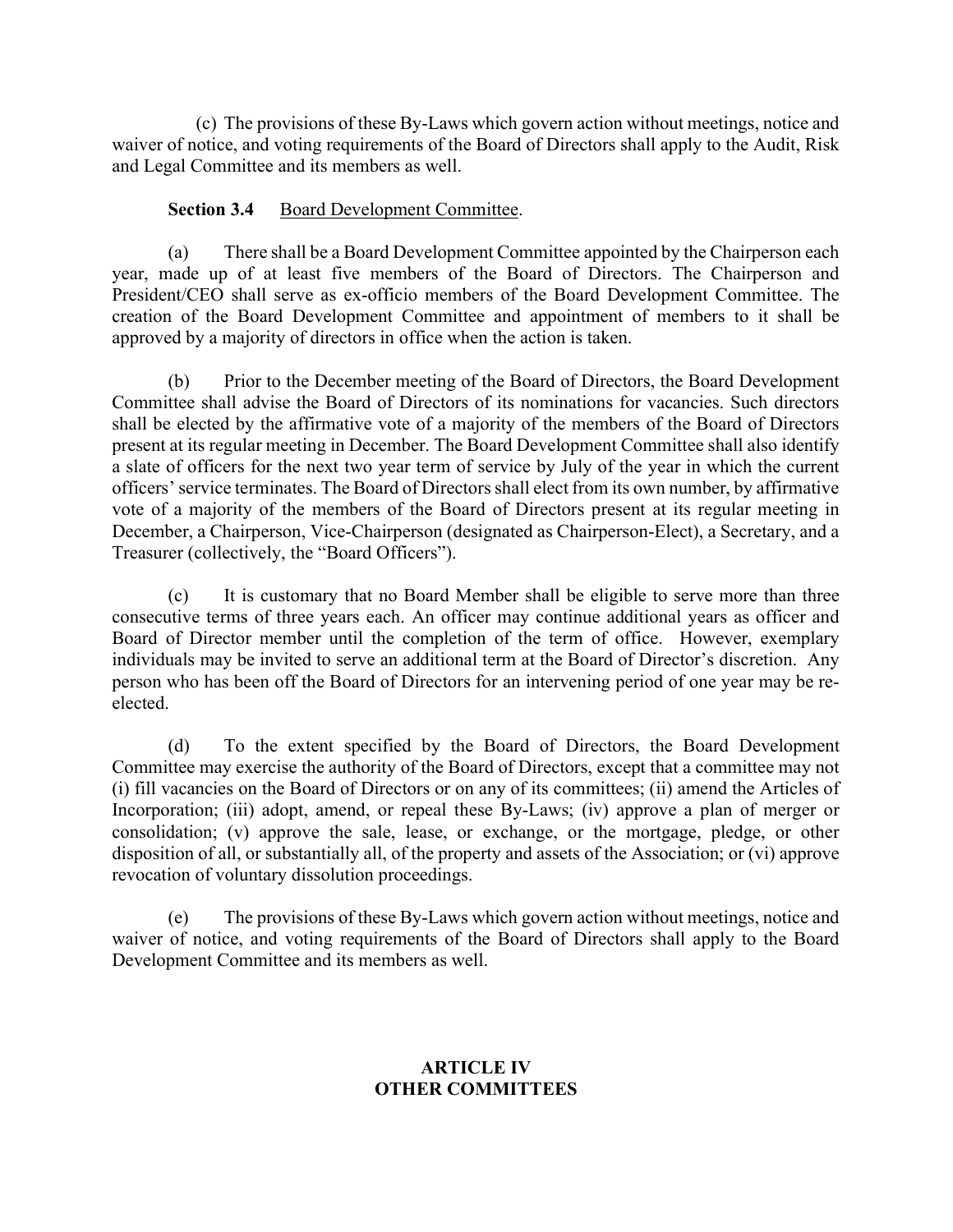(c) The provisions of these By-Laws which govern action without meetings, notice and waiver of notice, and voting requirements of the Board of Directors shall apply to the Audit, Risk and Legal Committee and its members as well.

**Section 3.4** Board Development Committee.

(a) There shall be a Board Development Committee appointed by the Chairperson each year, made up of at least five members of the Board of Directors. The Chairperson and President/CEO shall serve as ex-officio members of the Board Development Committee. The creation of the Board Development Committee and appointment of members to it shall be approved by a majority of directors in office when the action is taken.

(b) Prior to the December meeting of the Board of Directors, the Board Development Committee shall advise the Board of Directors of its nominations for vacancies. Such directors shall be elected by the affirmative vote of a majority of the members of the Board of Directors present at its regular meeting in December. The Board Development Committee shall also identify a slate of officers for the next two year term of service by July of the year in which the current officers' service terminates. The Board of Directors shall elect from its own number, by affirmative vote of a majority of the members of the Board of Directors present at its regular meeting in December, a Chairperson, Vice-Chairperson (designated as Chairperson-Elect), a Secretary, and a Treasurer (collectively, the "Board Officers").

(c) It is customary that no Board Member shall be eligible to serve more than three consecutive terms of three years each. An officer may continue additional years as officer and Board of Director member until the completion of the term of office. However, exemplary individuals may be invited to serve an additional term at the Board of Director's discretion. Any person who has been off the Board of Directors for an intervening period of one year may be re-elected.

(d) To the extent specified by the Board of Directors, the Board Development Committee may exercise the authority of the Board of Directors, except that a committee may not (i) fill vacancies on the Board of Directors or on any of its committees; (ii) amend the Articles of Incorporation; (iii) adopt, amend, or repeal these By-Laws; (iv) approve a plan of merger or consolidation; (v) approve the sale, lease, or exchange, or the mortgage, pledge, or other disposition of all, or substantially all, of the property and assets of the Association; or (vi) approve revocation of voluntary dissolution proceedings.

(e) The provisions of these By-Laws which govern action without meetings, notice and waiver of notice, and voting requirements of the Board of Directors shall apply to the Board Development Committee and its members as well.

## ARTICLE IV
## OTHER COMMITTEES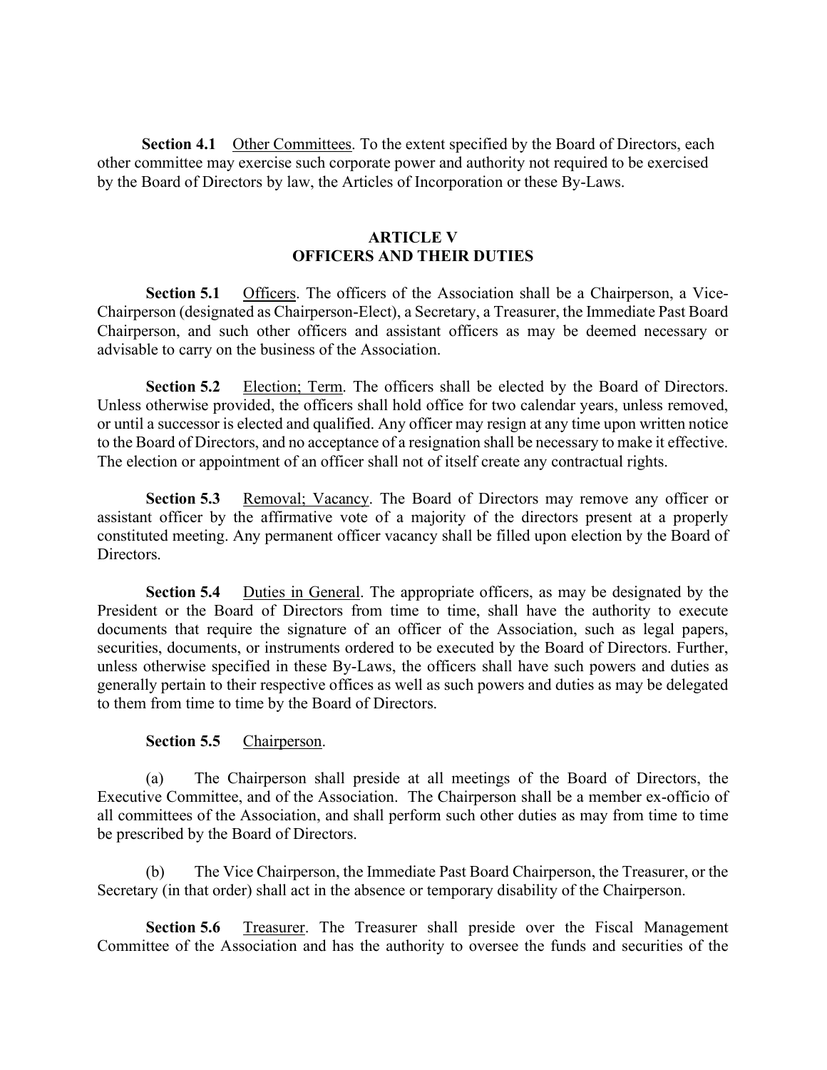**Section 4.1** Other Committees. To the extent specified by the Board of Directors, each other committee may exercise such corporate power and authority not required to be exercised by the Board of Directors by law, the Articles of Incorporation or these By-Laws.

## ARTICLE V
## OFFICERS AND THEIR DUTIES

**Section 5.1** Officers. The officers of the Association shall be a Chairperson, a Vice-Chairperson (designated as Chairperson-Elect), a Secretary, a Treasurer, the Immediate Past Board Chairperson, and such other officers and assistant officers as may be deemed necessary or advisable to carry on the business of the Association.

**Section 5.2** Election; Term. The officers shall be elected by the Board of Directors. Unless otherwise provided, the officers shall hold office for two calendar years, unless removed, or until a successor is elected and qualified. Any officer may resign at any time upon written notice to the Board of Directors, and no acceptance of a resignation shall be necessary to make it effective. The election or appointment of an officer shall not of itself create any contractual rights.

**Section 5.3** Removal; Vacancy. The Board of Directors may remove any officer or assistant officer by the affirmative vote of a majority of the directors present at a properly constituted meeting. Any permanent officer vacancy shall be filled upon election by the Board of Directors.

**Section 5.4** Duties in General. The appropriate officers, as may be designated by the President or the Board of Directors from time to time, shall have the authority to execute documents that require the signature of an officer of the Association, such as legal papers, securities, documents, or instruments ordered to be executed by the Board of Directors. Further, unless otherwise specified in these By-Laws, the officers shall have such powers and duties as generally pertain to their respective offices as well as such powers and duties as may be delegated to them from time to time by the Board of Directors.

**Section 5.5** Chairperson.

(a) The Chairperson shall preside at all meetings of the Board of Directors, the Executive Committee, and of the Association. The Chairperson shall be a member ex-officio of all committees of the Association, and shall perform such other duties as may from time to time be prescribed by the Board of Directors.

(b) The Vice Chairperson, the Immediate Past Board Chairperson, the Treasurer, or the Secretary (in that order) shall act in the absence or temporary disability of the Chairperson.

**Section 5.6** Treasurer. The Treasurer shall preside over the Fiscal Management Committee of the Association and has the authority to oversee the funds and securities of the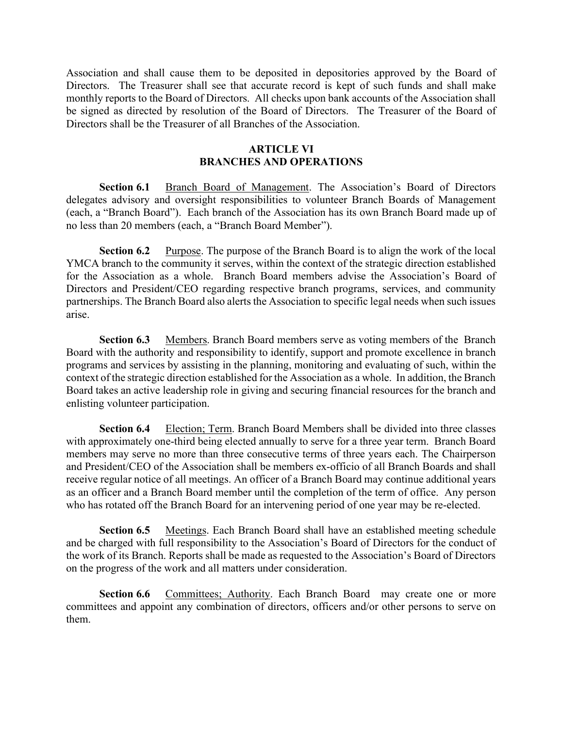Association and shall cause them to be deposited in depositories approved by the Board of Directors. The Treasurer shall see that accurate record is kept of such funds and shall make monthly reports to the Board of Directors. All checks upon bank accounts of the Association shall be signed as directed by resolution of the Board of Directors. The Treasurer of the Board of Directors shall be the Treasurer of all Branches of the Association.

## ARTICLE VI
## BRANCHES AND OPERATIONS

**Section 6.1** Branch Board of Management. The Association's Board of Directors delegates advisory and oversight responsibilities to volunteer Branch Boards of Management (each, a "Branch Board"). Each branch of the Association has its own Branch Board made up of no less than 20 members (each, a "Branch Board Member").

**Section 6.2** Purpose. The purpose of the Branch Board is to align the work of the local YMCA branch to the community it serves, within the context of the strategic direction established for the Association as a whole. Branch Board members advise the Association's Board of Directors and President/CEO regarding respective branch programs, services, and community partnerships. The Branch Board also alerts the Association to specific legal needs when such issues arise.

**Section 6.3** Members. Branch Board members serve as voting members of the Branch Board with the authority and responsibility to identify, support and promote excellence in branch programs and services by assisting in the planning, monitoring and evaluating of such, within the context of the strategic direction established for the Association as a whole. In addition, the Branch Board takes an active leadership role in giving and securing financial resources for the branch and enlisting volunteer participation.

**Section 6.4** Election; Term. Branch Board Members shall be divided into three classes with approximately one-third being elected annually to serve for a three year term. Branch Board members may serve no more than three consecutive terms of three years each. The Chairperson and President/CEO of the Association shall be members ex-officio of all Branch Boards and shall receive regular notice of all meetings. An officer of a Branch Board may continue additional years as an officer and a Branch Board member until the completion of the term of office. Any person who has rotated off the Branch Board for an intervening period of one year may be re-elected.

**Section 6.5** Meetings. Each Branch Board shall have an established meeting schedule and be charged with full responsibility to the Association's Board of Directors for the conduct of the work of its Branch. Reports shall be made as requested to the Association's Board of Directors on the progress of the work and all matters under consideration.

**Section 6.6** Committees; Authority. Each Branch Board may create one or more committees and appoint any combination of directors, officers and/or other persons to serve on them.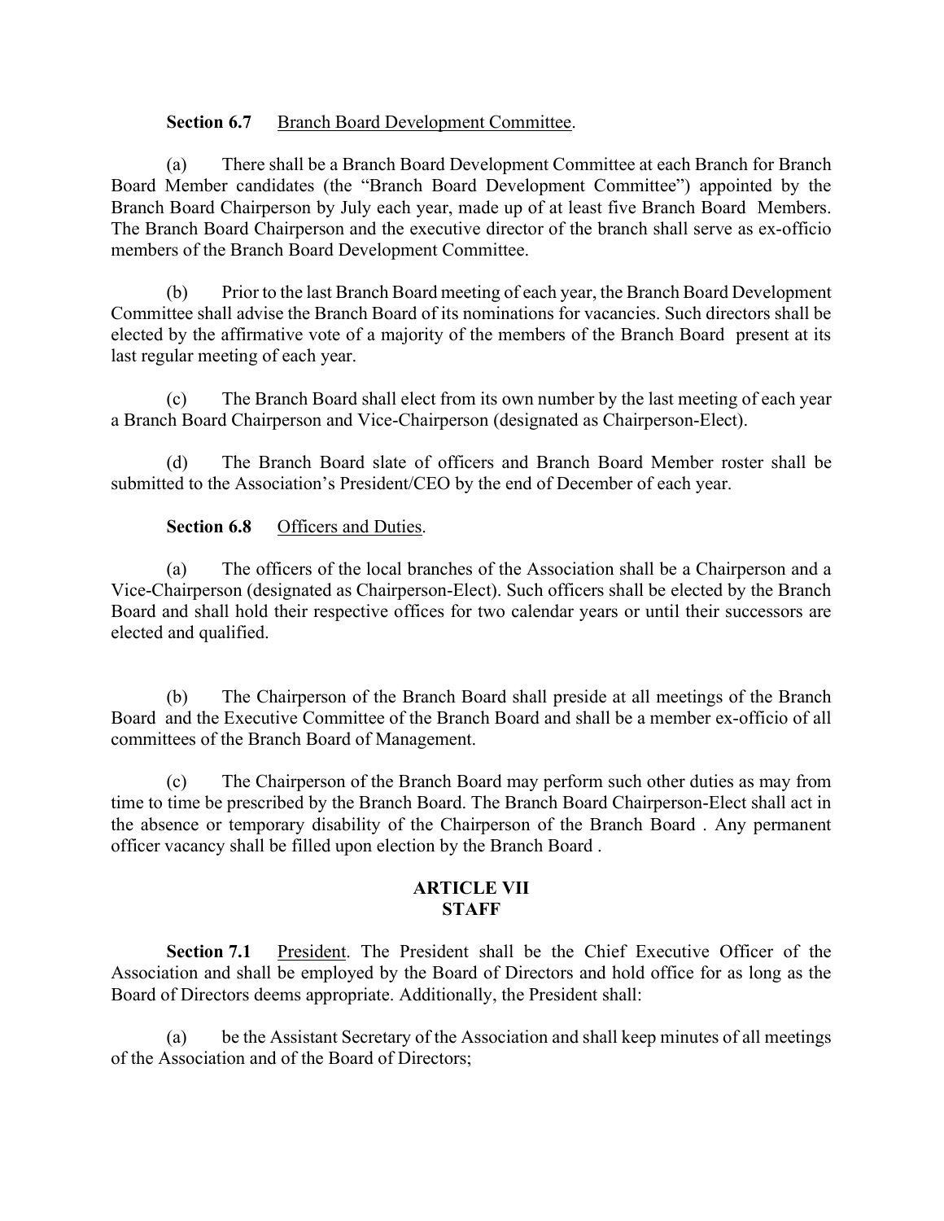**Section 6.7** Branch Board Development Committee.

(a) There shall be a Branch Board Development Committee at each Branch for Branch Board Member candidates (the "Branch Board Development Committee") appointed by the Branch Board Chairperson by July each year, made up of at least five Branch Board Members. The Branch Board Chairperson and the executive director of the branch shall serve as ex-officio members of the Branch Board Development Committee.

(b) Prior to the last Branch Board meeting of each year, the Branch Board Development Committee shall advise the Branch Board of its nominations for vacancies. Such directors shall be elected by the affirmative vote of a majority of the members of the Branch Board present at its last regular meeting of each year.

(c) The Branch Board shall elect from its own number by the last meeting of each year a Branch Board Chairperson and Vice-Chairperson (designated as Chairperson-Elect).

(d) The Branch Board slate of officers and Branch Board Member roster shall be submitted to the Association's President/CEO by the end of December of each year.

**Section 6.8** Officers and Duties.

(a) The officers of the local branches of the Association shall be a Chairperson and a Vice-Chairperson (designated as Chairperson-Elect). Such officers shall be elected by the Branch Board and shall hold their respective offices for two calendar years or until their successors are elected and qualified.

(b) The Chairperson of the Branch Board shall preside at all meetings of the Branch Board and the Executive Committee of the Branch Board and shall be a member ex-officio of all committees of the Branch Board of Management.

(c) The Chairperson of the Branch Board may perform such other duties as may from time to time be prescribed by the Branch Board. The Branch Board Chairperson-Elect shall act in the absence or temporary disability of the Chairperson of the Branch Board . Any permanent officer vacancy shall be filled upon election by the Branch Board .

## ARTICLE VII
## STAFF

**Section 7.1** President. The President shall be the Chief Executive Officer of the Association and shall be employed by the Board of Directors and hold office for as long as the Board of Directors deems appropriate. Additionally, the President shall:

(a) be the Assistant Secretary of the Association and shall keep minutes of all meetings of the Association and of the Board of Directors;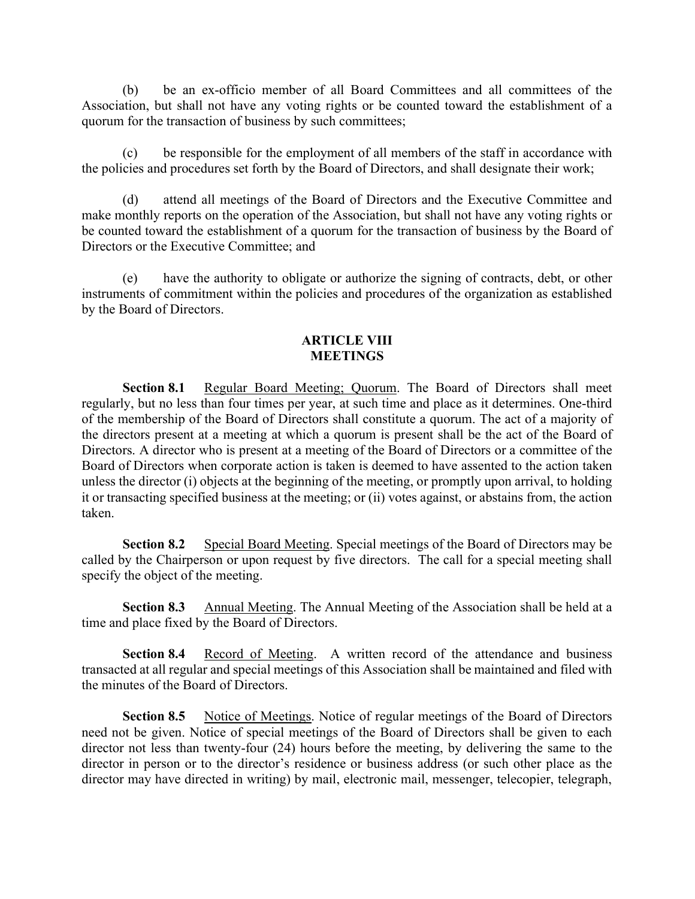(b) be an ex-officio member of all Board Committees and all committees of the Association, but shall not have any voting rights or be counted toward the establishment of a quorum for the transaction of business by such committees;

(c) be responsible for the employment of all members of the staff in accordance with the policies and procedures set forth by the Board of Directors, and shall designate their work;

(d) attend all meetings of the Board of Directors and the Executive Committee and make monthly reports on the operation of the Association, but shall not have any voting rights or be counted toward the establishment of a quorum for the transaction of business by the Board of Directors or the Executive Committee; and

(e) have the authority to obligate or authorize the signing of contracts, debt, or other instruments of commitment within the policies and procedures of the organization as established by the Board of Directors.

## ARTICLE VIII
## MEETINGS

**Section 8.1** Regular Board Meeting; Quorum. The Board of Directors shall meet regularly, but no less than four times per year, at such time and place as it determines. One-third of the membership of the Board of Directors shall constitute a quorum. The act of a majority of the directors present at a meeting at which a quorum is present shall be the act of the Board of Directors. A director who is present at a meeting of the Board of Directors or a committee of the Board of Directors when corporate action is taken is deemed to have assented to the action taken unless the director (i) objects at the beginning of the meeting, or promptly upon arrival, to holding it or transacting specified business at the meeting; or (ii) votes against, or abstains from, the action taken.

**Section 8.2** Special Board Meeting. Special meetings of the Board of Directors may be called by the Chairperson or upon request by five directors. The call for a special meeting shall specify the object of the meeting.

**Section 8.3** Annual Meeting. The Annual Meeting of the Association shall be held at a time and place fixed by the Board of Directors.

**Section 8.4** Record of Meeting. A written record of the attendance and business transacted at all regular and special meetings of this Association shall be maintained and filed with the minutes of the Board of Directors.

**Section 8.5** Notice of Meetings. Notice of regular meetings of the Board of Directors need not be given. Notice of special meetings of the Board of Directors shall be given to each director not less than twenty-four (24) hours before the meeting, by delivering the same to the director in person or to the director's residence or business address (or such other place as the director may have directed in writing) by mail, electronic mail, messenger, telecopier, telegraph,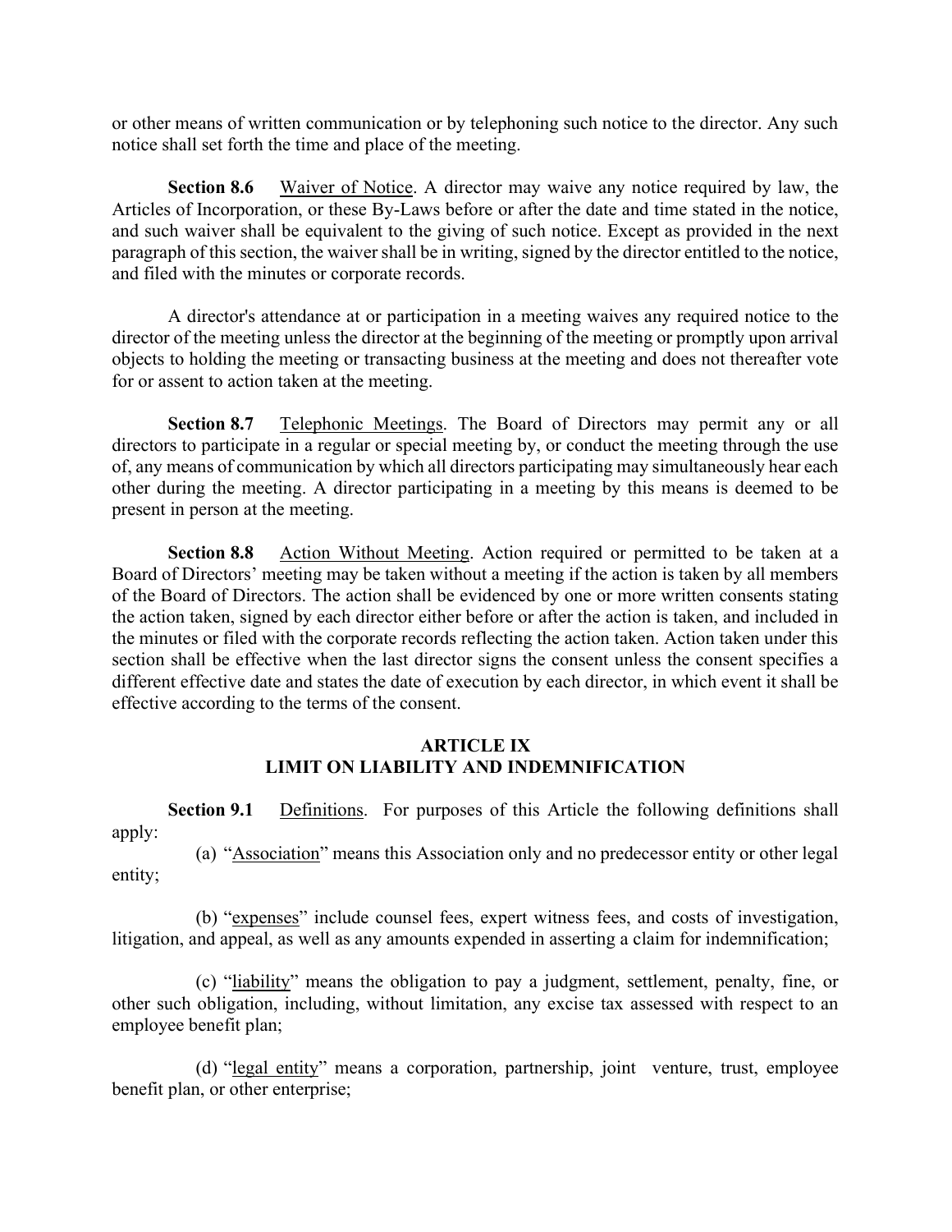or other means of written communication or by telephoning such notice to the director. Any such notice shall set forth the time and place of the meeting.

**Section 8.6** Waiver of Notice. A director may waive any notice required by law, the Articles of Incorporation, or these By-Laws before or after the date and time stated in the notice, and such waiver shall be equivalent to the giving of such notice. Except as provided in the next paragraph of this section, the waiver shall be in writing, signed by the director entitled to the notice, and filed with the minutes or corporate records.

A director's attendance at or participation in a meeting waives any required notice to the director of the meeting unless the director at the beginning of the meeting or promptly upon arrival objects to holding the meeting or transacting business at the meeting and does not thereafter vote for or assent to action taken at the meeting.

**Section 8.7** Telephonic Meetings. The Board of Directors may permit any or all directors to participate in a regular or special meeting by, or conduct the meeting through the use of, any means of communication by which all directors participating may simultaneously hear each other during the meeting. A director participating in a meeting by this means is deemed to be present in person at the meeting.

**Section 8.8** Action Without Meeting. Action required or permitted to be taken at a Board of Directors' meeting may be taken without a meeting if the action is taken by all members of the Board of Directors. The action shall be evidenced by one or more written consents stating the action taken, signed by each director either before or after the action is taken, and included in the minutes or filed with the corporate records reflecting the action taken. Action taken under this section shall be effective when the last director signs the consent unless the consent specifies a different effective date and states the date of execution by each director, in which event it shall be effective according to the terms of the consent.

## ARTICLE IX
## LIMIT ON LIABILITY AND INDEMNIFICATION

**Section 9.1** Definitions. For purposes of this Article the following definitions shall apply:

(a) "Association" means this Association only and no predecessor entity or other legal entity;

(b) "expenses" include counsel fees, expert witness fees, and costs of investigation, litigation, and appeal, as well as any amounts expended in asserting a claim for indemnification;

(c) "liability" means the obligation to pay a judgment, settlement, penalty, fine, or other such obligation, including, without limitation, any excise tax assessed with respect to an employee benefit plan;

(d) "legal entity" means a corporation, partnership, joint venture, trust, employee benefit plan, or other enterprise;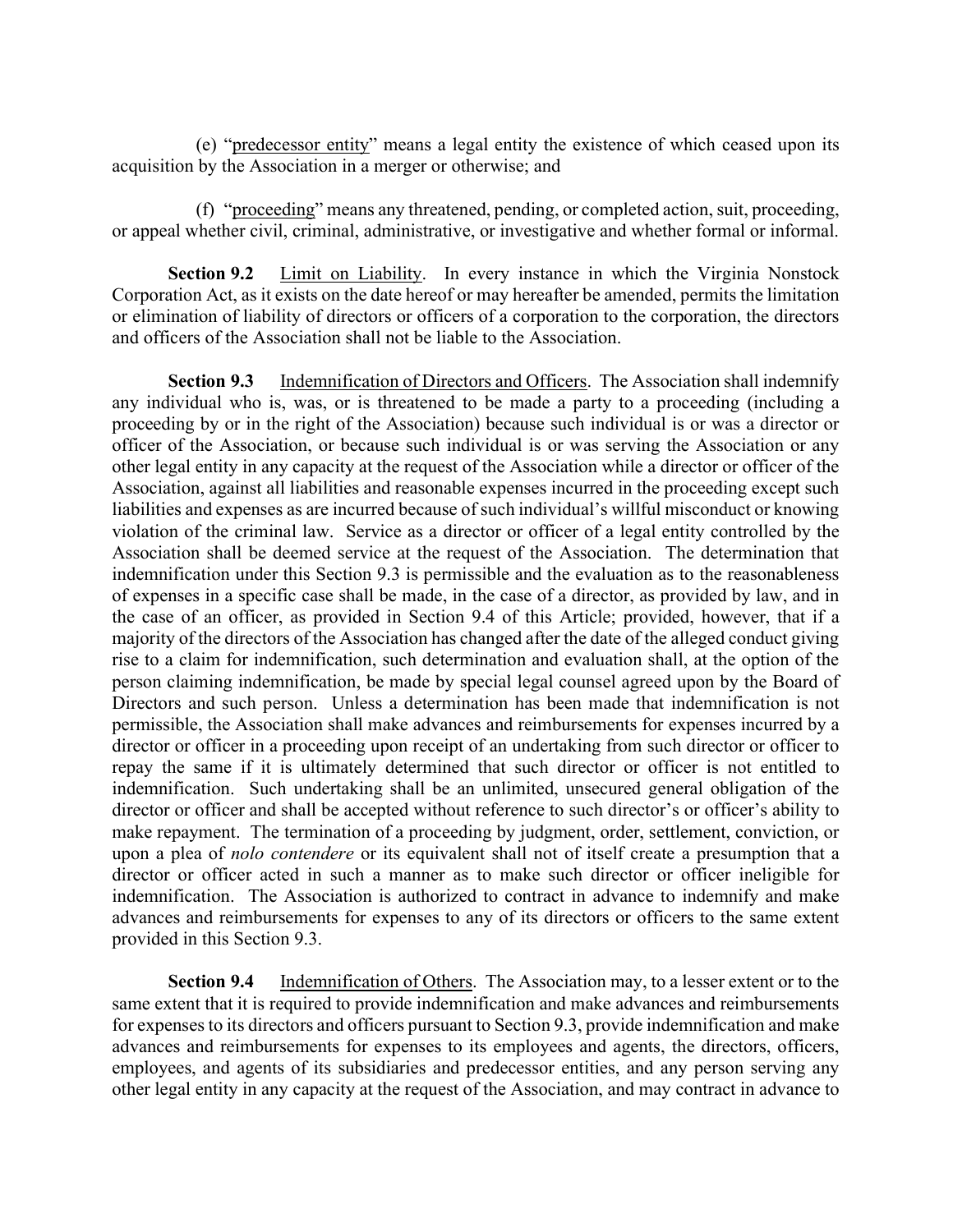(e) "predecessor entity" means a legal entity the existence of which ceased upon its acquisition by the Association in a merger or otherwise; and

(f) "proceeding" means any threatened, pending, or completed action, suit, proceeding, or appeal whether civil, criminal, administrative, or investigative and whether formal or informal.

**Section 9.2** Limit on Liability. In every instance in which the Virginia Nonstock Corporation Act, as it exists on the date hereof or may hereafter be amended, permits the limitation or elimination of liability of directors or officers of a corporation to the corporation, the directors and officers of the Association shall not be liable to the Association.

**Section 9.3** Indemnification of Directors and Officers. The Association shall indemnify any individual who is, was, or is threatened to be made a party to a proceeding (including a proceeding by or in the right of the Association) because such individual is or was a director or officer of the Association, or because such individual is or was serving the Association or any other legal entity in any capacity at the request of the Association while a director or officer of the Association, against all liabilities and reasonable expenses incurred in the proceeding except such liabilities and expenses as are incurred because of such individual's willful misconduct or knowing violation of the criminal law. Service as a director or officer of a legal entity controlled by the Association shall be deemed service at the request of the Association. The determination that indemnification under this Section 9.3 is permissible and the evaluation as to the reasonableness of expenses in a specific case shall be made, in the case of a director, as provided by law, and in the case of an officer, as provided in Section 9.4 of this Article; provided, however, that if a majority of the directors of the Association has changed after the date of the alleged conduct giving rise to a claim for indemnification, such determination and evaluation shall, at the option of the person claiming indemnification, be made by special legal counsel agreed upon by the Board of Directors and such person. Unless a determination has been made that indemnification is not permissible, the Association shall make advances and reimbursements for expenses incurred by a director or officer in a proceeding upon receipt of an undertaking from such director or officer to repay the same if it is ultimately determined that such director or officer is not entitled to indemnification. Such undertaking shall be an unlimited, unsecured general obligation of the director or officer and shall be accepted without reference to such director's or officer's ability to make repayment. The termination of a proceeding by judgment, order, settlement, conviction, or upon a plea of *nolo contendere* or its equivalent shall not of itself create a presumption that a director or officer acted in such a manner as to make such director or officer ineligible for indemnification. The Association is authorized to contract in advance to indemnify and make advances and reimbursements for expenses to any of its directors or officers to the same extent provided in this Section 9.3.

**Section 9.4** Indemnification of Others. The Association may, to a lesser extent or to the same extent that it is required to provide indemnification and make advances and reimbursements for expenses to its directors and officers pursuant to Section 9.3, provide indemnification and make advances and reimbursements for expenses to its employees and agents, the directors, officers, employees, and agents of its subsidiaries and predecessor entities, and any person serving any other legal entity in any capacity at the request of the Association, and may contract in advance to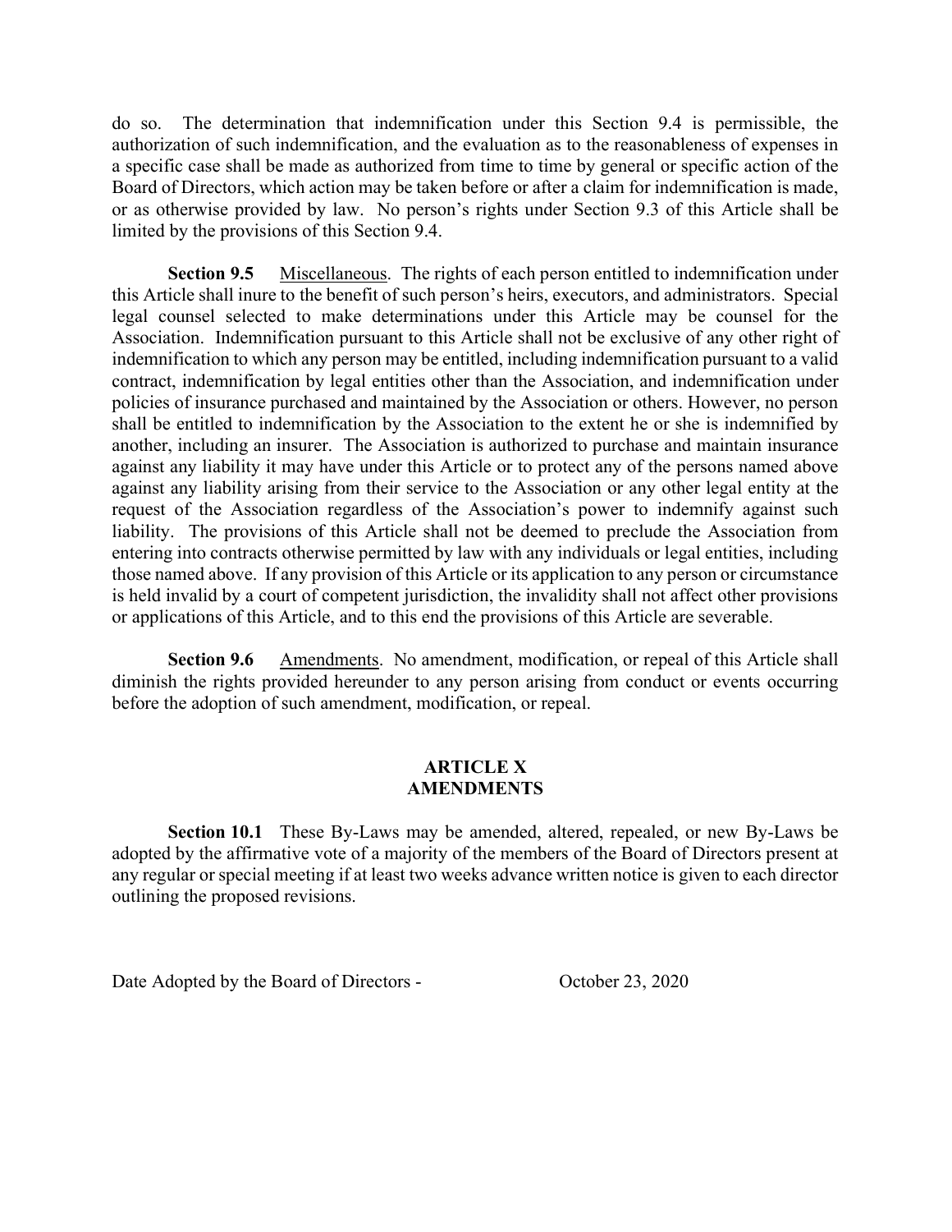do so. The determination that indemnification under this Section 9.4 is permissible, the authorization of such indemnification, and the evaluation as to the reasonableness of expenses in a specific case shall be made as authorized from time to time by general or specific action of the Board of Directors, which action may be taken before or after a claim for indemnification is made, or as otherwise provided by law. No person's rights under Section 9.3 of this Article shall be limited by the provisions of this Section 9.4.

**Section 9.5** Miscellaneous. The rights of each person entitled to indemnification under this Article shall inure to the benefit of such person's heirs, executors, and administrators. Special legal counsel selected to make determinations under this Article may be counsel for the Association. Indemnification pursuant to this Article shall not be exclusive of any other right of indemnification to which any person may be entitled, including indemnification pursuant to a valid contract, indemnification by legal entities other than the Association, and indemnification under policies of insurance purchased and maintained by the Association or others. However, no person shall be entitled to indemnification by the Association to the extent he or she is indemnified by another, including an insurer. The Association is authorized to purchase and maintain insurance against any liability it may have under this Article or to protect any of the persons named above against any liability arising from their service to the Association or any other legal entity at the request of the Association regardless of the Association's power to indemnify against such liability. The provisions of this Article shall not be deemed to preclude the Association from entering into contracts otherwise permitted by law with any individuals or legal entities, including those named above. If any provision of this Article or its application to any person or circumstance is held invalid by a court of competent jurisdiction, the invalidity shall not affect other provisions or applications of this Article, and to this end the provisions of this Article are severable.

**Section 9.6** Amendments. No amendment, modification, or repeal of this Article shall diminish the rights provided hereunder to any person arising from conduct or events occurring before the adoption of such amendment, modification, or repeal.

## ARTICLE X
## AMENDMENTS

**Section 10.1** These By-Laws may be amended, altered, repealed, or new By-Laws be adopted by the affirmative vote of a majority of the members of the Board of Directors present at any regular or special meeting if at least two weeks advance written notice is given to each director outlining the proposed revisions.

Date Adopted by the Board of Directors - October 23, 2020